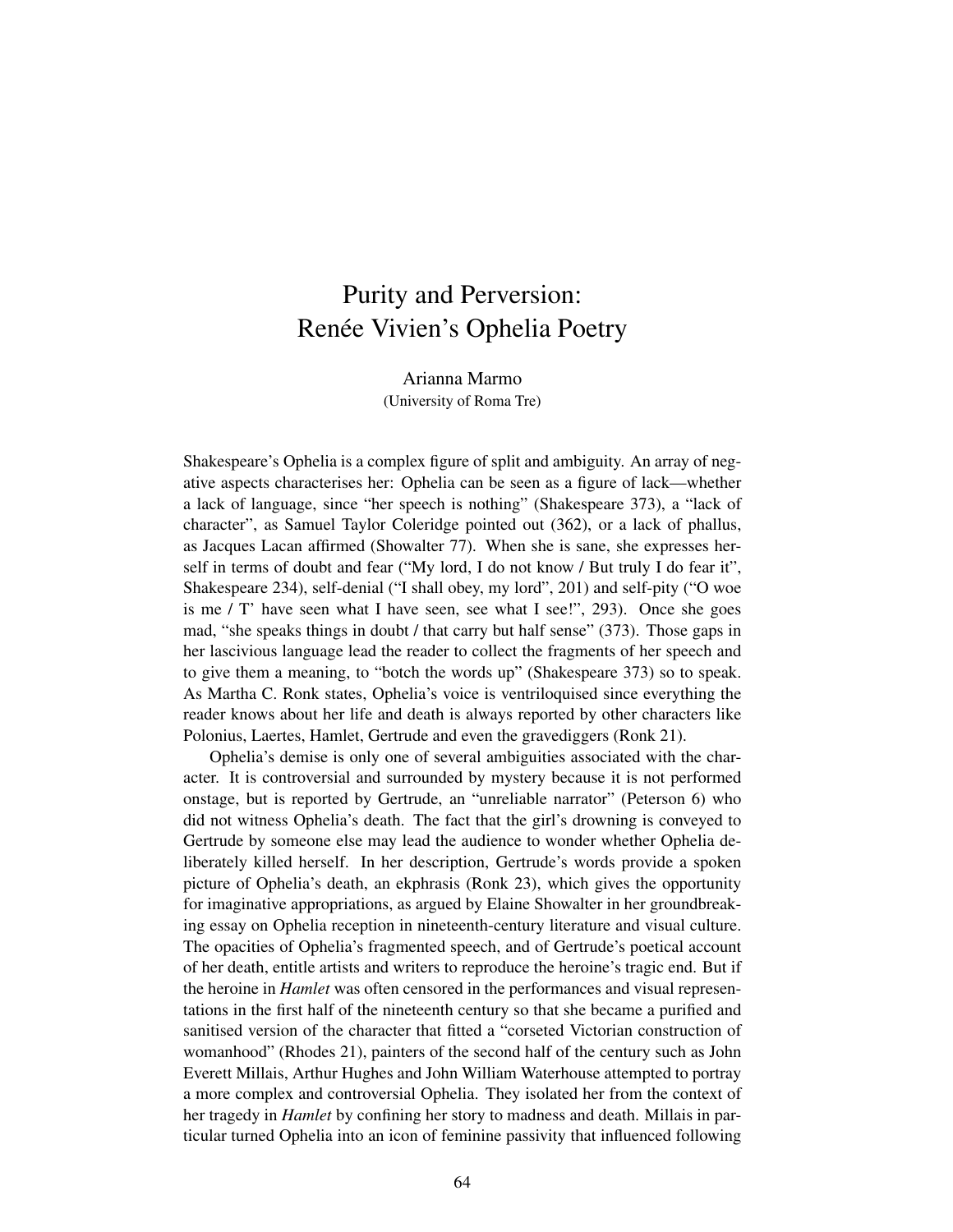# Purity and Perversion:
# Renée Vivien's Ophelia Poetry

Arianna Marmo
(University of Roma Tre)

Shakespeare's Ophelia is a complex figure of split and ambiguity. An array of negative aspects characterises her: Ophelia can be seen as a figure of lack—whether a lack of language, since "her speech is nothing" (Shakespeare 373), a "lack of character", as Samuel Taylor Coleridge pointed out (362), or a lack of phallus, as Jacques Lacan affirmed (Showalter 77). When she is sane, she expresses herself in terms of doubt and fear ("My lord, I do not know / But truly I do fear it", Shakespeare 234), self-denial ("I shall obey, my lord", 201) and self-pity ("O woe is me / T' have seen what I have seen, see what I see!", 293). Once she goes mad, "she speaks things in doubt / that carry but half sense" (373). Those gaps in her lascivious language lead the reader to collect the fragments of her speech and to give them a meaning, to "botch the words up" (Shakespeare 373) so to speak. As Martha C. Ronk states, Ophelia's voice is ventriloquised since everything the reader knows about her life and death is always reported by other characters like Polonius, Laertes, Hamlet, Gertrude and even the gravediggers (Ronk 21).

Ophelia's demise is only one of several ambiguities associated with the character. It is controversial and surrounded by mystery because it is not performed onstage, but is reported by Gertrude, an "unreliable narrator" (Peterson 6) who did not witness Ophelia's death. The fact that the girl's drowning is conveyed to Gertrude by someone else may lead the audience to wonder whether Ophelia deliberately killed herself. In her description, Gertrude's words provide a spoken picture of Ophelia's death, an ekphrasis (Ronk 23), which gives the opportunity for imaginative appropriations, as argued by Elaine Showalter in her groundbreaking essay on Ophelia reception in nineteenth-century literature and visual culture. The opacities of Ophelia's fragmented speech, and of Gertrude's poetical account of her death, entitle artists and writers to reproduce the heroine's tragic end. But if the heroine in *Hamlet* was often censored in the performances and visual representations in the first half of the nineteenth century so that she became a purified and sanitised version of the character that fitted a "corseted Victorian construction of womanhood" (Rhodes 21), painters of the second half of the century such as John Everett Millais, Arthur Hughes and John William Waterhouse attempted to portray a more complex and controversial Ophelia. They isolated her from the context of her tragedy in *Hamlet* by confining her story to madness and death. Millais in particular turned Ophelia into an icon of feminine passivity that influenced following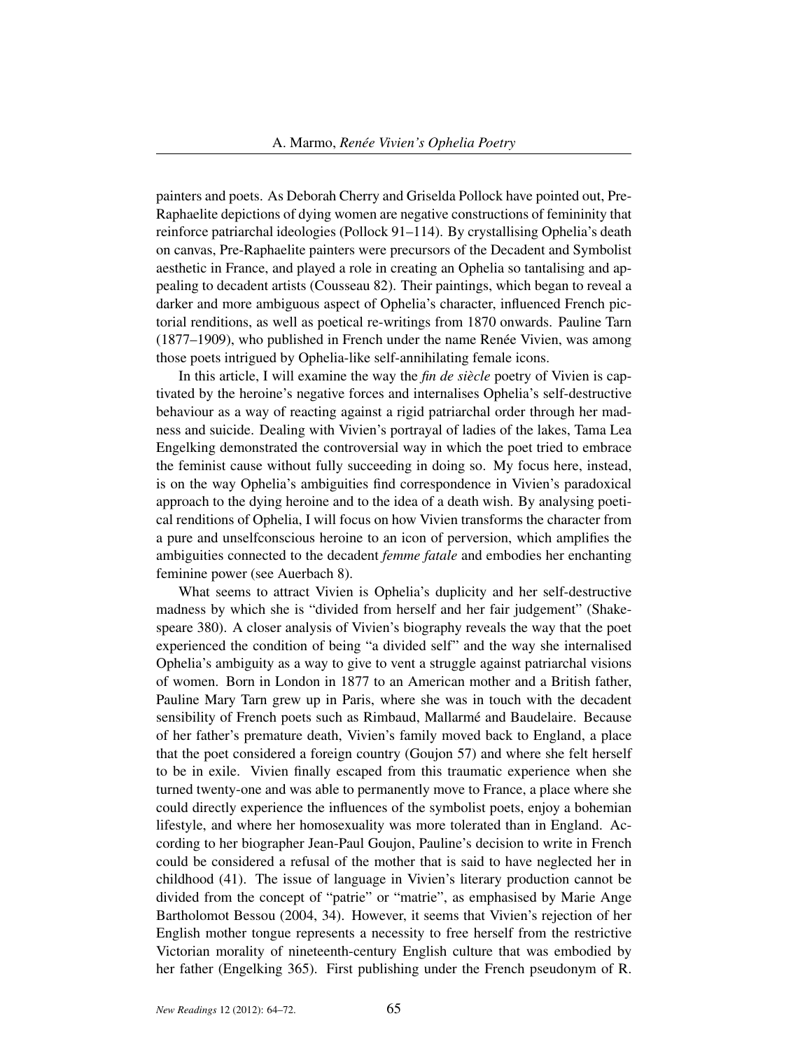painters and poets. As Deborah Cherry and Griselda Pollock have pointed out, Pre-Raphaelite depictions of dying women are negative constructions of femininity that reinforce patriarchal ideologies (Pollock 91–114). By crystallising Ophelia's death on canvas, Pre-Raphaelite painters were precursors of the Decadent and Symbolist aesthetic in France, and played a role in creating an Ophelia so tantalising and appealing to decadent artists (Cousseau 82). Their paintings, which began to reveal a darker and more ambiguous aspect of Ophelia's character, influenced French pictorial renditions, as well as poetical re-writings from 1870 onwards. Pauline Tarn (1877–1909), who published in French under the name Renée Vivien, was among those poets intrigued by Ophelia-like self-annihilating female icons.

In this article, I will examine the way the *fin de siècle* poetry of Vivien is captivated by the heroine's negative forces and internalises Ophelia's self-destructive behaviour as a way of reacting against a rigid patriarchal order through her madness and suicide. Dealing with Vivien's portrayal of ladies of the lakes, Tama Lea Engelking demonstrated the controversial way in which the poet tried to embrace the feminist cause without fully succeeding in doing so. My focus here, instead, is on the way Ophelia's ambiguities find correspondence in Vivien's paradoxical approach to the dying heroine and to the idea of a death wish. By analysing poetical renditions of Ophelia, I will focus on how Vivien transforms the character from a pure and unselfconscious heroine to an icon of perversion, which amplifies the ambiguities connected to the decadent *femme fatale* and embodies her enchanting feminine power (see Auerbach 8).

What seems to attract Vivien is Ophelia's duplicity and her self-destructive madness by which she is "divided from herself and her fair judgement" (Shakespeare 380). A closer analysis of Vivien's biography reveals the way that the poet experienced the condition of being "a divided self" and the way she internalised Ophelia's ambiguity as a way to give to vent a struggle against patriarchal visions of women. Born in London in 1877 to an American mother and a British father, Pauline Mary Tarn grew up in Paris, where she was in touch with the decadent sensibility of French poets such as Rimbaud, Mallarmé and Baudelaire. Because of her father's premature death, Vivien's family moved back to England, a place that the poet considered a foreign country (Goujon 57) and where she felt herself to be in exile. Vivien finally escaped from this traumatic experience when she turned twenty-one and was able to permanently move to France, a place where she could directly experience the influences of the symbolist poets, enjoy a bohemian lifestyle, and where her homosexuality was more tolerated than in England. According to her biographer Jean-Paul Goujon, Pauline's decision to write in French could be considered a refusal of the mother that is said to have neglected her in childhood (41). The issue of language in Vivien's literary production cannot be divided from the concept of "patrie" or "matrie", as emphasised by Marie Ange Bartholomot Bessou (2004, 34). However, it seems that Vivien's rejection of her English mother tongue represents a necessity to free herself from the restrictive Victorian morality of nineteenth-century English culture that was embodied by her father (Engelking 365). First publishing under the French pseudonym of R.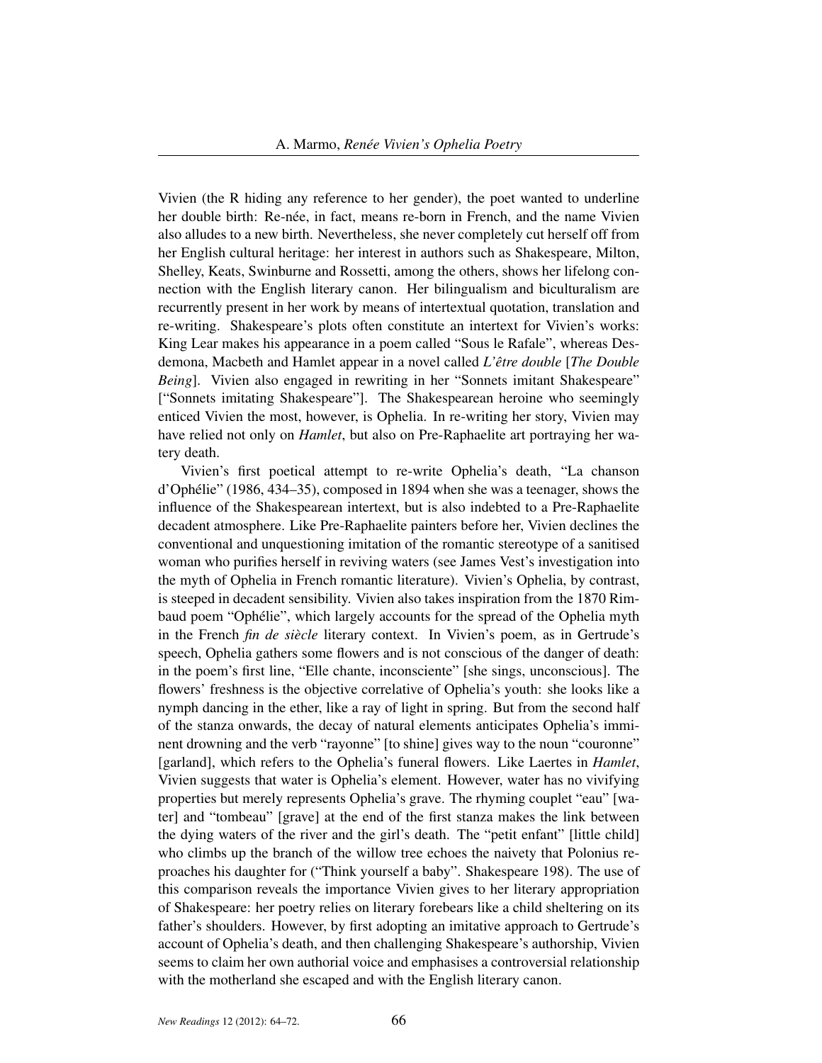Vivien (the R hiding any reference to her gender), the poet wanted to underline her double birth: Re-née, in fact, means re-born in French, and the name Vivien also alludes to a new birth. Nevertheless, she never completely cut herself off from her English cultural heritage: her interest in authors such as Shakespeare, Milton, Shelley, Keats, Swinburne and Rossetti, among the others, shows her lifelong connection with the English literary canon. Her bilingualism and biculturalism are recurrently present in her work by means of intertextual quotation, translation and re-writing. Shakespeare's plots often constitute an intertext for Vivien's works: King Lear makes his appearance in a poem called "Sous le Rafale", whereas Desdemona, Macbeth and Hamlet appear in a novel called *L'être double* [*The Double Being*]. Vivien also engaged in rewriting in her "Sonnets imitant Shakespeare" ["Sonnets imitating Shakespeare"]. The Shakespearean heroine who seemingly enticed Vivien the most, however, is Ophelia. In re-writing her story, Vivien may have relied not only on *Hamlet*, but also on Pre-Raphaelite art portraying her watery death.

Vivien's first poetical attempt to re-write Ophelia's death, "La chanson d'Ophélie" (1986, 434–35), composed in 1894 when she was a teenager, shows the influence of the Shakespearean intertext, but is also indebted to a Pre-Raphaelite decadent atmosphere. Like Pre-Raphaelite painters before her, Vivien declines the conventional and unquestioning imitation of the romantic stereotype of a sanitised woman who purifies herself in reviving waters (see James Vest's investigation into the myth of Ophelia in French romantic literature). Vivien's Ophelia, by contrast, is steeped in decadent sensibility. Vivien also takes inspiration from the 1870 Rimbaud poem "Ophélie", which largely accounts for the spread of the Ophelia myth in the French *fin de siècle* literary context. In Vivien's poem, as in Gertrude's speech, Ophelia gathers some flowers and is not conscious of the danger of death: in the poem's first line, "Elle chante, inconsciente" [she sings, unconscious]. The flowers' freshness is the objective correlative of Ophelia's youth: she looks like a nymph dancing in the ether, like a ray of light in spring. But from the second half of the stanza onwards, the decay of natural elements anticipates Ophelia's imminent drowning and the verb "rayonne" [to shine] gives way to the noun "couronne" [garland], which refers to the Ophelia's funeral flowers. Like Laertes in *Hamlet*, Vivien suggests that water is Ophelia's element. However, water has no vivifying properties but merely represents Ophelia's grave. The rhyming couplet "eau" [water] and "tombeau" [grave] at the end of the first stanza makes the link between the dying waters of the river and the girl's death. The "petit enfant" [little child] who climbs up the branch of the willow tree echoes the naivety that Polonius reproaches his daughter for ("Think yourself a baby". Shakespeare 198). The use of this comparison reveals the importance Vivien gives to her literary appropriation of Shakespeare: her poetry relies on literary forebears like a child sheltering on its father's shoulders. However, by first adopting an imitative approach to Gertrude's account of Ophelia's death, and then challenging Shakespeare's authorship, Vivien seems to claim her own authorial voice and emphasises a controversial relationship with the motherland she escaped and with the English literary canon.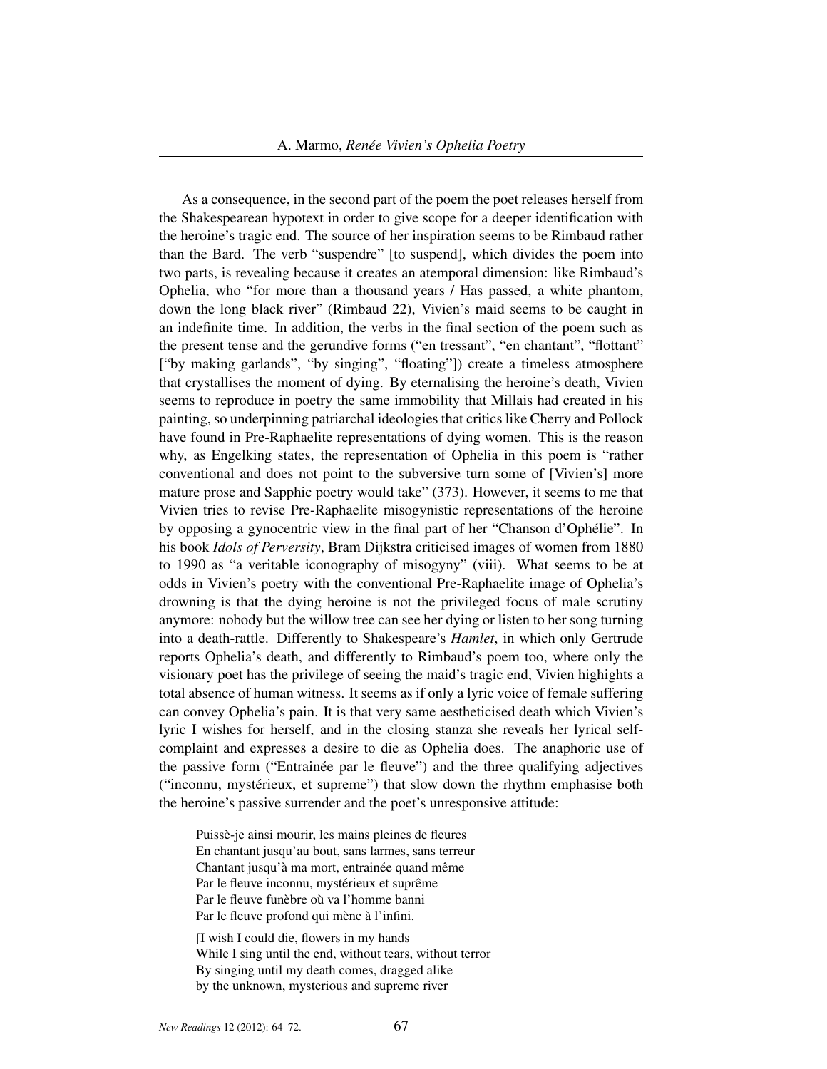As a consequence, in the second part of the poem the poet releases herself from the Shakespearean hypotext in order to give scope for a deeper identification with the heroine's tragic end. The source of her inspiration seems to be Rimbaud rather than the Bard. The verb "suspendre" [to suspend], which divides the poem into two parts, is revealing because it creates an atemporal dimension: like Rimbaud's Ophelia, who "for more than a thousand years / Has passed, a white phantom, down the long black river" (Rimbaud 22), Vivien's maid seems to be caught in an indefinite time. In addition, the verbs in the final section of the poem such as the present tense and the gerundive forms ("en tressant", "en chantant", "flottant" ["by making garlands", "by singing", "floating"]) create a timeless atmosphere that crystallises the moment of dying. By eternalising the heroine's death, Vivien seems to reproduce in poetry the same immobility that Millais had created in his painting, so underpinning patriarchal ideologies that critics like Cherry and Pollock have found in Pre-Raphaelite representations of dying women. This is the reason why, as Engelking states, the representation of Ophelia in this poem is "rather conventional and does not point to the subversive turn some of [Vivien's] more mature prose and Sapphic poetry would take" (373). However, it seems to me that Vivien tries to revise Pre-Raphaelite misogynistic representations of the heroine by opposing a gynocentric view in the final part of her "Chanson d'Ophélie". In his book *Idols of Perversity*, Bram Dijkstra criticised images of women from 1880 to 1990 as "a veritable iconography of misogyny" (viii). What seems to be at odds in Vivien's poetry with the conventional Pre-Raphaelite image of Ophelia's drowning is that the dying heroine is not the privileged focus of male scrutiny anymore: nobody but the willow tree can see her dying or listen to her song turning into a death-rattle. Differently to Shakespeare's *Hamlet*, in which only Gertrude reports Ophelia's death, and differently to Rimbaud's poem too, where only the visionary poet has the privilege of seeing the maid's tragic end, Vivien highights a total absence of human witness. It seems as if only a lyric voice of female suffering can convey Ophelia's pain. It is that very same aestheticised death which Vivien's lyric I wishes for herself, and in the closing stanza she reveals her lyrical self-complaint and expresses a desire to die as Ophelia does. The anaphoric use of the passive form ("Entrainée par le fleuve") and the three qualifying adjectives ("inconnu, mystérieux, et supreme") that slow down the rhythm emphasise both the heroine's passive surrender and the poet's unresponsive attitude:

> Puissè-je ainsi mourir, les mains pleines de fleures
> En chantant jusqu'au bout, sans larmes, sans terreur
> Chantant jusqu'à ma mort, entrainée quand même
> Par le fleuve inconnu, mystérieux et suprême
> Par le fleuve funèbre où va l'homme banni
> Par le fleuve profond qui mène à l'infini.
>
> [I wish I could die, flowers in my hands
> While I sing until the end, without tears, without terror
> By singing until my death comes, dragged alike
> by the unknown, mysterious and supreme river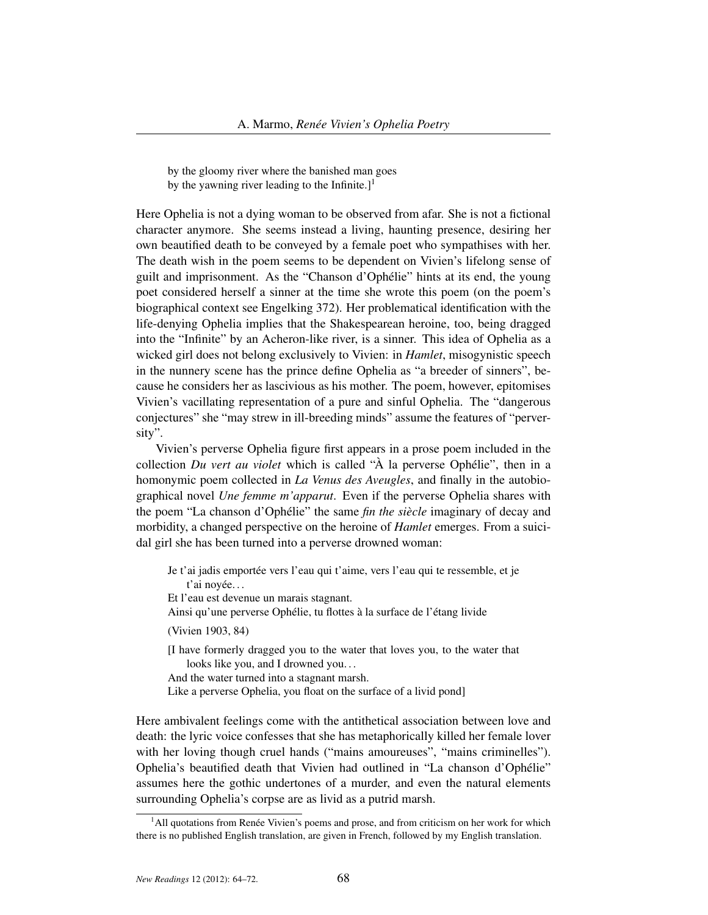> by the gloomy river where the banished man goes
> by the yawning river leading to the Infinite.][1]

Here Ophelia is not a dying woman to be observed from afar. She is not a fictional character anymore. She seems instead a living, haunting presence, desiring her own beautified death to be conveyed by a female poet who sympathises with her. The death wish in the poem seems to be dependent on Vivien's lifelong sense of guilt and imprisonment. As the "Chanson d'Ophélie" hints at its end, the young poet considered herself a sinner at the time she wrote this poem (on the poem's biographical context see Engelking 372). Her problematical identification with the life-denying Ophelia implies that the Shakespearean heroine, too, being dragged into the "Infinite" by an Acheron-like river, is a sinner. This idea of Ophelia as a wicked girl does not belong exclusively to Vivien: in *Hamlet*, misogynistic speech in the nunnery scene has the prince define Ophelia as "a breeder of sinners", because he considers her as lascivious as his mother. The poem, however, epitomises Vivien's vacillating representation of a pure and sinful Ophelia. The "dangerous conjectures" she "may strew in ill-breeding minds" assume the features of "perversity".

Vivien's perverse Ophelia figure first appears in a prose poem included in the collection *Du vert au violet* which is called "À la perverse Ophélie", then in a homonymic poem collected in *La Venus des Aveugles*, and finally in the autobiographical novel *Une femme m'apparut*. Even if the perverse Ophelia shares with the poem "La chanson d'Ophélie" the same *fin the siècle* imaginary of decay and morbidity, a changed perspective on the heroine of *Hamlet* emerges. From a suicidal girl she has been turned into a perverse drowned woman:

> Je t'ai jadis emportée vers l'eau qui t'aime, vers l'eau qui te ressemble, et je t'ai noyée…
> Et l'eau est devenue un marais stagnant.
> Ainsi qu'une perverse Ophélie, tu flottes à la surface de l'étang livide
>
> (Vivien 1903, 84)
>
> [I have formerly dragged you to the water that loves you, to the water that looks like you, and I drowned you…
> And the water turned into a stagnant marsh.
> Like a perverse Ophelia, you float on the surface of a livid pond]

Here ambivalent feelings come with the antithetical association between love and death: the lyric voice confesses that she has metaphorically killed her female lover with her loving though cruel hands ("mains amoureuses", "mains criminelles"). Ophelia's beautified death that Vivien had outlined in "La chanson d'Ophélie" assumes here the gothic undertones of a murder, and even the natural elements surrounding Ophelia's corpse are as livid as a putrid marsh.

---

[1] All quotations from Renée Vivien's poems and prose, and from criticism on her work for which there is no published English translation, are given in French, followed by my English translation.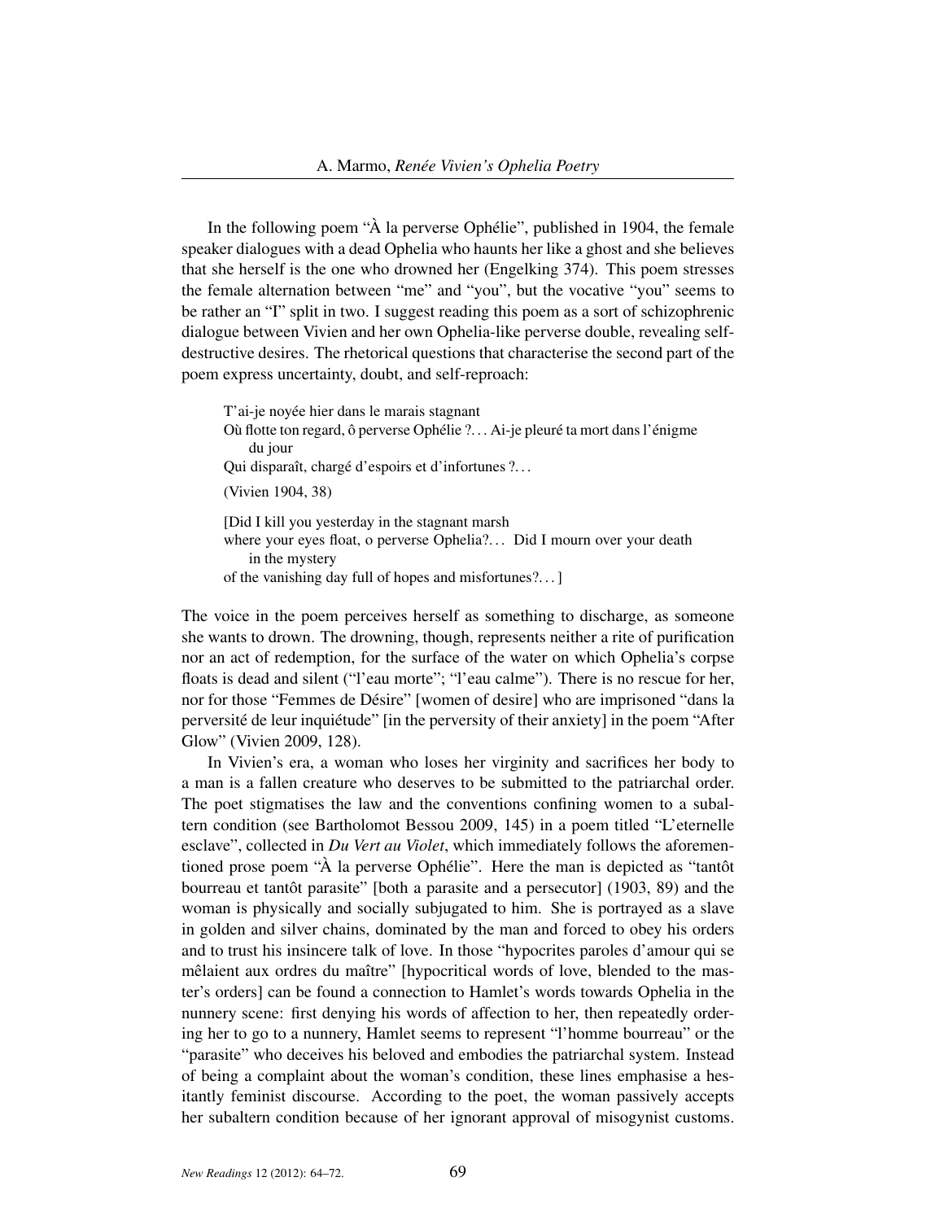In the following poem "À la perverse Ophélie", published in 1904, the female speaker dialogues with a dead Ophelia who haunts her like a ghost and she believes that she herself is the one who drowned her (Engelking 374). This poem stresses the female alternation between "me" and "you", but the vocative "you" seems to be rather an "I" split in two. I suggest reading this poem as a sort of schizophrenic dialogue between Vivien and her own Ophelia-like perverse double, revealing self-destructive desires. The rhetorical questions that characterise the second part of the poem express uncertainty, doubt, and self-reproach:

> T'ai-je noyée hier dans le marais stagnant
> Où flotte ton regard, ô perverse Ophélie ?… Ai-je pleuré ta mort dans l'énigme du jour
> Qui disparaît, chargé d'espoirs et d'infortunes ?…
>
> (Vivien 1904, 38)
>
> [Did I kill you yesterday in the stagnant marsh
> where your eyes float, o perverse Ophelia?… Did I mourn over your death in the mystery
> of the vanishing day full of hopes and misfortunes?…]

The voice in the poem perceives herself as something to discharge, as someone she wants to drown. The drowning, though, represents neither a rite of purification nor an act of redemption, for the surface of the water on which Ophelia's corpse floats is dead and silent ("l'eau morte"; "l'eau calme"). There is no rescue for her, nor for those "Femmes de Désire" [women of desire] who are imprisoned "dans la perversité de leur inquiétude" [in the perversity of their anxiety] in the poem "After Glow" (Vivien 2009, 128).

In Vivien's era, a woman who loses her virginity and sacrifices her body to a man is a fallen creature who deserves to be submitted to the patriarchal order. The poet stigmatises the law and the conventions confining women to a subaltern condition (see Bartholomot Bessou 2009, 145) in a poem titled "L'eternelle esclave", collected in *Du Vert au Violet*, which immediately follows the aforementioned prose poem "À la perverse Ophélie". Here the man is depicted as "tantôt bourreau et tantôt parasite" [both a parasite and a persecutor] (1903, 89) and the woman is physically and socially subjugated to him. She is portrayed as a slave in golden and silver chains, dominated by the man and forced to obey his orders and to trust his insincere talk of love. In those "hypocrites paroles d'amour qui se mêlaient aux ordres du maître" [hypocritical words of love, blended to the master's orders] can be found a connection to Hamlet's words towards Ophelia in the nunnery scene: first denying his words of affection to her, then repeatedly ordering her to go to a nunnery, Hamlet seems to represent "l'homme bourreau" or the "parasite" who deceives his beloved and embodies the patriarchal system. Instead of being a complaint about the woman's condition, these lines emphasise a hesitantly feminist discourse. According to the poet, the woman passively accepts her subaltern condition because of her ignorant approval of misogynist customs.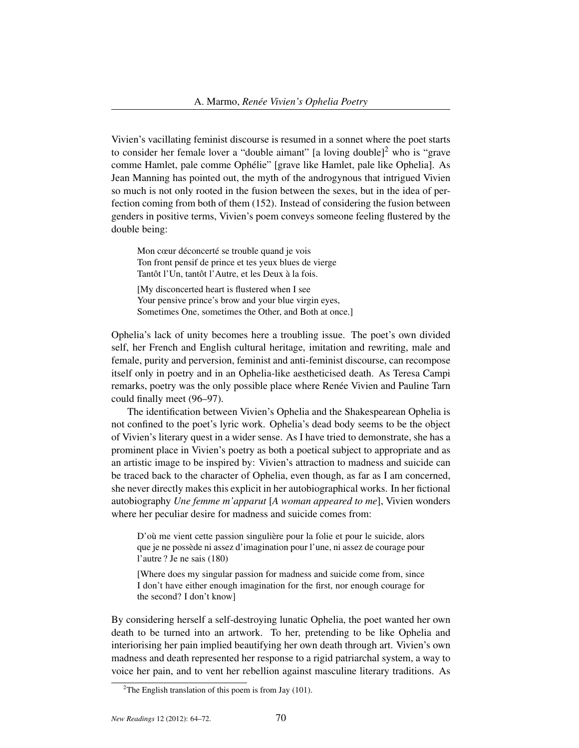Vivien's vacillating feminist discourse is resumed in a sonnet where the poet starts to consider her female lover a "double aimant" [a loving double][2] who is "grave comme Hamlet, pale comme Ophélie" [grave like Hamlet, pale like Ophelia]. As Jean Manning has pointed out, the myth of the androgynous that intrigued Vivien so much is not only rooted in the fusion between the sexes, but in the idea of perfection coming from both of them (152). Instead of considering the fusion between genders in positive terms, Vivien's poem conveys someone feeling flustered by the double being:

> Mon cœur déconcerté se trouble quand je vois
> Ton front pensif de prince et tes yeux blues de vierge
> Tantôt l'Un, tantôt l'Autre, et les Deux à la fois.
>
> [My disconcerted heart is flustered when I see
> Your pensive prince's brow and your blue virgin eyes,
> Sometimes One, sometimes the Other, and Both at once.]

Ophelia's lack of unity becomes here a troubling issue. The poet's own divided self, her French and English cultural heritage, imitation and rewriting, male and female, purity and perversion, feminist and anti-feminist discourse, can recompose itself only in poetry and in an Ophelia-like aestheticised death. As Teresa Campi remarks, poetry was the only possible place where Renée Vivien and Pauline Tarn could finally meet (96–97).

The identification between Vivien's Ophelia and the Shakespearean Ophelia is not confined to the poet's lyric work. Ophelia's dead body seems to be the object of Vivien's literary quest in a wider sense. As I have tried to demonstrate, she has a prominent place in Vivien's poetry as both a poetical subject to appropriate and as an artistic image to be inspired by: Vivien's attraction to madness and suicide can be traced back to the character of Ophelia, even though, as far as I am concerned, she never directly makes this explicit in her autobiographical works. In her fictional autobiography *Une femme m'apparut* [*A woman appeared to me*], Vivien wonders where her peculiar desire for madness and suicide comes from:

> D'où me vient cette passion singulière pour la folie et pour le suicide, alors que je ne possède ni assez d'imagination pour l'une, ni assez de courage pour l'autre ? Je ne sais (180)
>
> [Where does my singular passion for madness and suicide come from, since I don't have either enough imagination for the first, nor enough courage for the second? I don't know]

By considering herself a self-destroying lunatic Ophelia, the poet wanted her own death to be turned into an artwork. To her, pretending to be like Ophelia and interiorising her pain implied beautifying her own death through art. Vivien's own madness and death represented her response to a rigid patriarchal system, a way to voice her pain, and to vent her rebellion against masculine literary traditions. As

[2] The English translation of this poem is from Jay (101).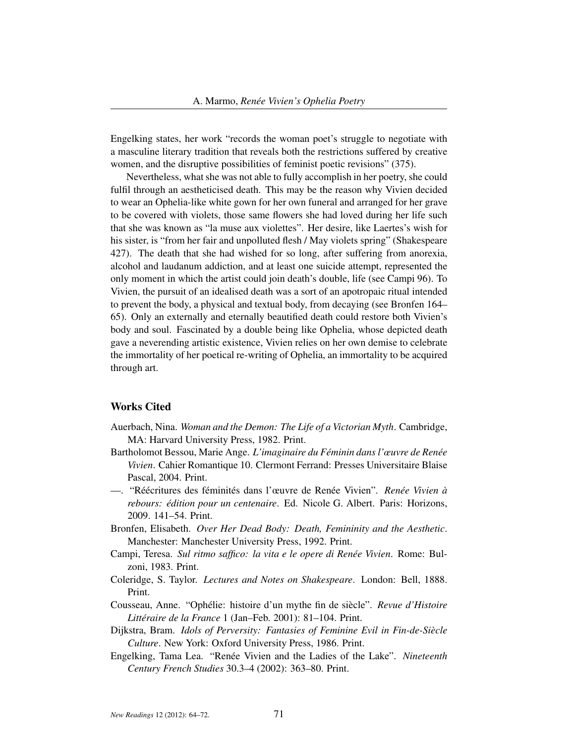Engelking states, her work "records the woman poet's struggle to negotiate with a masculine literary tradition that reveals both the restrictions suffered by creative women, and the disruptive possibilities of feminist poetic revisions" (375).

Nevertheless, what she was not able to fully accomplish in her poetry, she could fulfil through an aestheticised death. This may be the reason why Vivien decided to wear an Ophelia-like white gown for her own funeral and arranged for her grave to be covered with violets, those same flowers she had loved during her life such that she was known as "la muse aux violettes". Her desire, like Laertes's wish for his sister, is "from her fair and unpolluted flesh / May violets spring" (Shakespeare 427). The death that she had wished for so long, after suffering from anorexia, alcohol and laudanum addiction, and at least one suicide attempt, represented the only moment in which the artist could join death's double, life (see Campi 96). To Vivien, the pursuit of an idealised death was a sort of an apotropaic ritual intended to prevent the body, a physical and textual body, from decaying (see Bronfen 164–65). Only an externally and eternally beautified death could restore both Vivien's body and soul. Fascinated by a double being like Ophelia, whose depicted death gave a neverending artistic existence, Vivien relies on her own demise to celebrate the immortality of her poetical re-writing of Ophelia, an immortality to be acquired through art.

## Works Cited

Auerbach, Nina. *Woman and the Demon: The Life of a Victorian Myth*. Cambridge, MA: Harvard University Press, 1982. Print.

Bartholomot Bessou, Marie Ange. *L'imaginaire du Féminin dans l'œuvre de Renée Vivien*. Cahier Romantique 10. Clermont Ferrand: Presses Universitaire Blaise Pascal, 2004. Print.

—. "Réécritures des féminités dans l'œuvre de Renée Vivien". *Renée Vivien à rebours: édition pour un centenaire*. Ed. Nicole G. Albert. Paris: Horizons, 2009. 141–54. Print.

Bronfen, Elisabeth. *Over Her Dead Body: Death, Femininity and the Aesthetic*. Manchester: Manchester University Press, 1992. Print.

Campi, Teresa. *Sul ritmo saffico: la vita e le opere di Renée Vivien*. Rome: Bulzoni, 1983. Print.

Coleridge, S. Taylor. *Lectures and Notes on Shakespeare*. London: Bell, 1888. Print.

Cousseau, Anne. "Ophélie: histoire d'un mythe fin de siècle". *Revue d'Histoire Littéraire de la France* 1 (Jan–Feb. 2001): 81–104. Print.

Dijkstra, Bram. *Idols of Perversity: Fantasies of Feminine Evil in Fin-de-Siècle Culture*. New York: Oxford University Press, 1986. Print.

Engelking, Tama Lea. "Renée Vivien and the Ladies of the Lake". *Nineteenth Century French Studies* 30.3–4 (2002): 363–80. Print.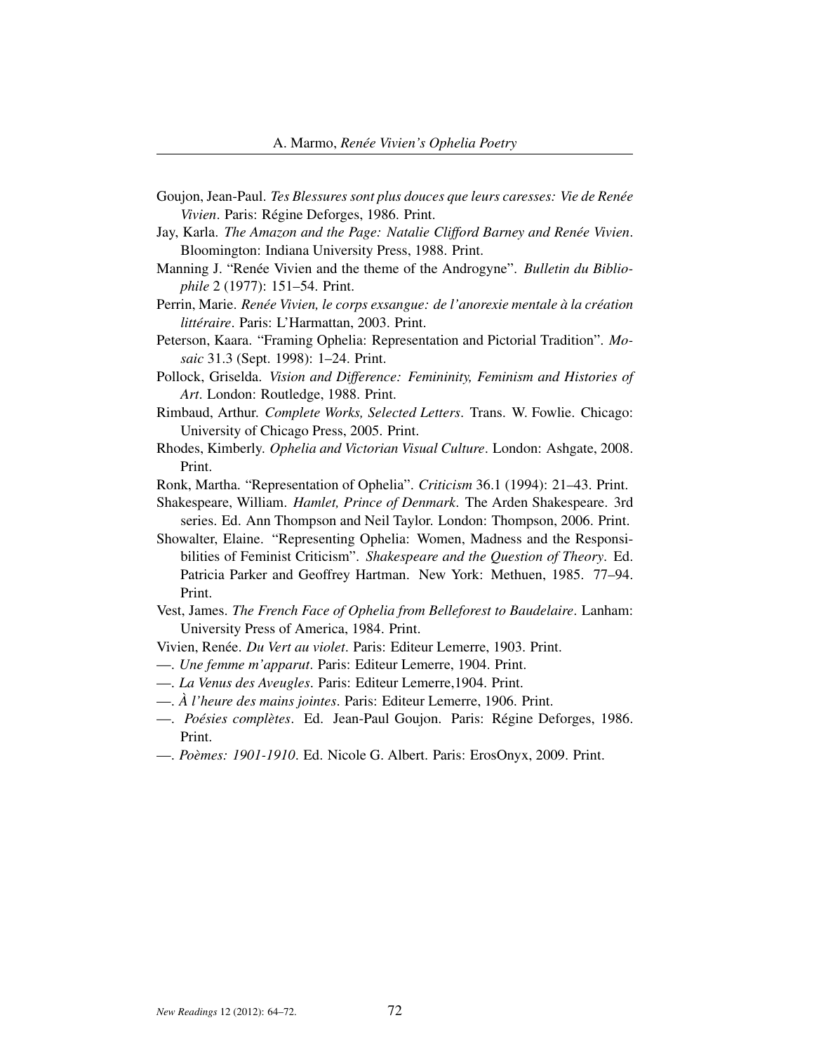Goujon, Jean-Paul. *Tes Blessures sont plus douces que leurs caresses: Vie de Renée Vivien*. Paris: Régine Deforges, 1986. Print.

Jay, Karla. *The Amazon and the Page: Natalie Clifford Barney and Renée Vivien*. Bloomington: Indiana University Press, 1988. Print.

Manning J. "Renée Vivien and the theme of the Androgyne". *Bulletin du Bibliophile* 2 (1977): 151–54. Print.

Perrin, Marie. *Renée Vivien, le corps exsangue: de l'anorexie mentale à la création littéraire*. Paris: L'Harmattan, 2003. Print.

Peterson, Kaara. "Framing Ophelia: Representation and Pictorial Tradition". *Mosaic* 31.3 (Sept. 1998): 1–24. Print.

Pollock, Griselda. *Vision and Difference: Femininity, Feminism and Histories of Art*. London: Routledge, 1988. Print.

Rimbaud, Arthur. *Complete Works, Selected Letters*. Trans. W. Fowlie. Chicago: University of Chicago Press, 2005. Print.

Rhodes, Kimberly. *Ophelia and Victorian Visual Culture*. London: Ashgate, 2008. Print.

Ronk, Martha. "Representation of Ophelia". *Criticism* 36.1 (1994): 21–43. Print.

Shakespeare, William. *Hamlet, Prince of Denmark*. The Arden Shakespeare. 3rd series. Ed. Ann Thompson and Neil Taylor. London: Thompson, 2006. Print.

Showalter, Elaine. "Representing Ophelia: Women, Madness and the Responsibilities of Feminist Criticism". *Shakespeare and the Question of Theory*. Ed. Patricia Parker and Geoffrey Hartman. New York: Methuen, 1985. 77–94. Print.

Vest, James. *The French Face of Ophelia from Belleforest to Baudelaire*. Lanham: University Press of America, 1984. Print.

Vivien, Renée. *Du Vert au violet*. Paris: Editeur Lemerre, 1903. Print.

—. *Une femme m'apparut*. Paris: Editeur Lemerre, 1904. Print.

—. *La Venus des Aveugles*. Paris: Editeur Lemerre,1904. Print.

—. *À l'heure des mains jointes*. Paris: Editeur Lemerre, 1906. Print.

—. *Poésies complètes*. Ed. Jean-Paul Goujon. Paris: Régine Deforges, 1986. Print.

—. *Poèmes: 1901-1910*. Ed. Nicole G. Albert. Paris: ErosOnyx, 2009. Print.